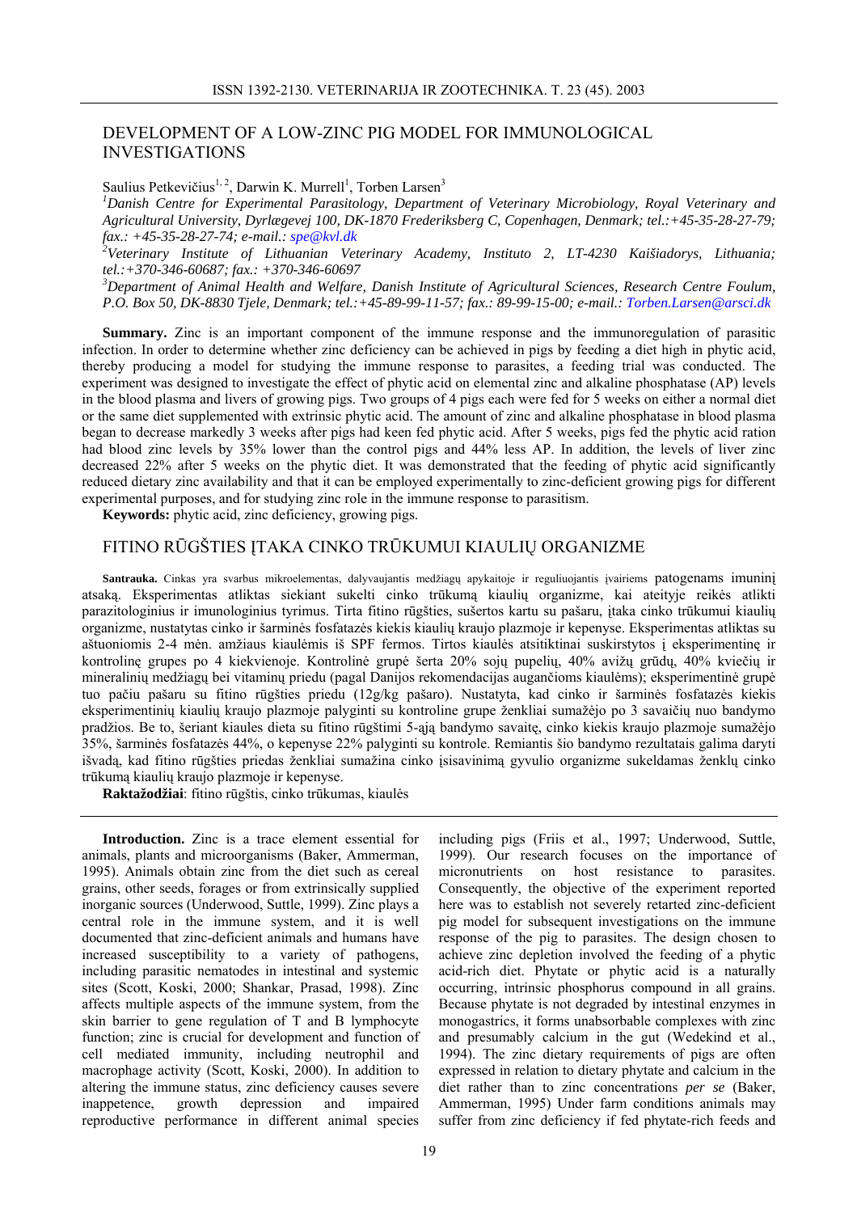# DEVELOPMENT OF A LOW-ZINC PIG MODEL FOR IMMUNOLOGICAL INVESTIGATIONS

Saulius Petkevičius[1, 2], Darwin K. Murrell[1], Torben Larsen[3]

[1]*Danish Centre for Experimental Parasitology, Department of Veterinary Microbiology, Royal Veterinary and Agricultural University, Dyrlægevej 100, DK-1870 Frederiksberg C, Copenhagen, Denmark; tel.:+45-35-28-27-79; fax.: +45-35-28-27-74; e-mail.: spe@kvl.dk*

[2]*Veterinary Institute of Lithuanian Veterinary Academy, Instituto 2, LT-4230 Kaišiadorys, Lithuania; tel.:+370-346-60687; fax.: +370-346-60697*

[3]*Department of Animal Health and Welfare, Danish Institute of Agricultural Sciences, Research Centre Foulum, P.O. Box 50, DK-8830 Tjele, Denmark; tel.:+45-89-99-11-57; fax.: 89-99-15-00; e-mail.: Torben.Larsen@arsci.dk*

**Summary.** Zinc is an important component of the immune response and the immunoregulation of parasitic infection. In order to determine whether zinc deficiency can be achieved in pigs by feeding a diet high in phytic acid, thereby producing a model for studying the immune response to parasites, a feeding trial was conducted. The experiment was designed to investigate the effect of phytic acid on elemental zinc and alkaline phosphatase (AP) levels in the blood plasma and livers of growing pigs. Two groups of 4 pigs each were fed for 5 weeks on either a normal diet or the same diet supplemented with extrinsic phytic acid. The amount of zinc and alkaline phosphatase in blood plasma began to decrease markedly 3 weeks after pigs had keen fed phytic acid. After 5 weeks, pigs fed the phytic acid ration had blood zinc levels by 35% lower than the control pigs and 44% less AP. In addition, the levels of liver zinc decreased 22% after 5 weeks on the phytic diet. It was demonstrated that the feeding of phytic acid significantly reduced dietary zinc availability and that it can be employed experimentally to zinc-deficient growing pigs for different experimental purposes, and for studying zinc role in the immune response to parasitism.

**Keywords:** phytic acid, zinc deficiency, growing pigs.

## FITINO RŪGŠTIES ĮTAKA CINKO TRŪKUMUI KIAULIŲ ORGANIZME

**Santrauka.** Cinkas yra svarbus mikroelementas, dalyvaujantis medžiagų apykaitoje ir reguliuojantis įvairiems patogenams imuninį atsaką. Eksperimentas atliktas siekiant sukelti cinko trūkumą kiaulių organizme, kai ateityje reikės atlikti parazitologinius ir imunologinius tyrimus. Tirta fitino rūgšties, sušertos kartu su pašaru, įtaka cinko trūkumui kiaulių organizme, nustatytas cinko ir šarminės fosfatazės kiekis kiaulių kraujo plazmoje ir kepenyse. Eksperimentas atliktas su aštuoniomis 2-4 mėn. amžiaus kiaulėmis iš SPF fermos. Tirtos kiaulės atsitiktinai suskirstytos į eksperimentinę ir kontrolinę grupes po 4 kiekvienoje. Kontrolinė grupė šerta 20% sojų pupelių, 40% avižų grūdų, 40% kviečių ir mineralinių medžiagų bei vitaminų priedu (pagal Danijos rekomendacijas augančioms kiaulėms); eksperimentinė grupė tuo pačiu pašaru su fitino rūgšties priedu (12g/kg pašaro). Nustatyta, kad cinko ir šarminės fosfatazės kiekis eksperimentinių kiaulių kraujo plazmoje palyginti su kontroline grupe ženkliai sumažėjo po 3 savaičių nuo bandymo pradžios. Be to, šeriant kiaules dieta su fitino rūgštimi 5-ąją bandymo savaitę, cinko kiekis kraujo plazmoje sumažėjo 35%, šarminės fosfatazės 44%, o kepenyse 22% palyginti su kontrole. Remiantis šio bandymo rezultatais galima daryti išvadą, kad fitino rūgšties priedas ženkliai sumažina cinko įsisavinimą gyvulio organizme sukeldamas ženklų cinko trūkumą kiaulių kraujo plazmoje ir kepenyse.

**Raktažodžiai**: fitino rūgštis, cinko trūkumas, kiaulės

**Introduction.** Zinc is a trace element essential for animals, plants and microorganisms (Baker, Ammerman, 1995). Animals obtain zinc from the diet such as cereal grains, other seeds, forages or from extrinsically supplied inorganic sources (Underwood, Suttle, 1999). Zinc plays a central role in the immune system, and it is well documented that zinc-deficient animals and humans have increased susceptibility to a variety of pathogens, including parasitic nematodes in intestinal and systemic sites (Scott, Koski, 2000; Shankar, Prasad, 1998). Zinc affects multiple aspects of the immune system, from the skin barrier to gene regulation of T and B lymphocyte function; zinc is crucial for development and function of cell mediated immunity, including neutrophil and macrophage activity (Scott, Koski, 2000). In addition to altering the immune status, zinc deficiency causes severe inappetence, growth depression and impaired reproductive performance in different animal species including pigs (Friis et al., 1997; Underwood, Suttle, 1999). Our research focuses on the importance of micronutrients on host resistance to parasites. Consequently, the objective of the experiment reported here was to establish not severely retarted zinc-deficient pig model for subsequent investigations on the immune response of the pig to parasites. The design chosen to achieve zinc depletion involved the feeding of a phytic acid-rich diet. Phytate or phytic acid is a naturally occurring, intrinsic phosphorus compound in all grains. Because phytate is not degraded by intestinal enzymes in monogastrics, it forms unabsorbable complexes with zinc and presumably calcium in the gut (Wedekind et al., 1994). The zinc dietary requirements of pigs are often expressed in relation to dietary phytate and calcium in the diet rather than to zinc concentrations *per se* (Baker, Ammerman, 1995) Under farm conditions animals may suffer from zinc deficiency if fed phytate-rich feeds and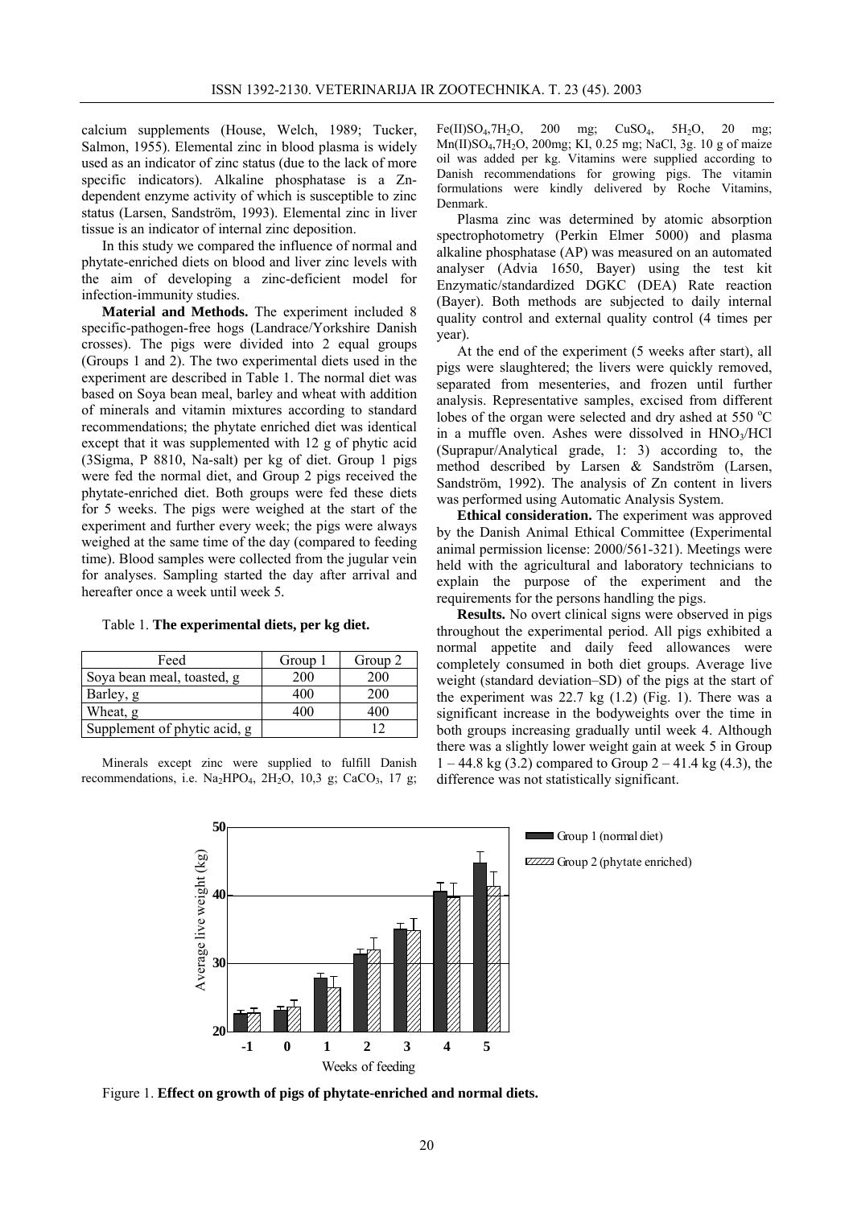calcium supplements (House, Welch, 1989; Tucker, Salmon, 1955). Elemental zinc in blood plasma is widely used as an indicator of zinc status (due to the lack of more specific indicators). Alkaline phosphatase is a Zn-dependent enzyme activity of which is susceptible to zinc status (Larsen, Sandström, 1993). Elemental zinc in liver tissue is an indicator of internal zinc deposition.

In this study we compared the influence of normal and phytate-enriched diets on blood and liver zinc levels with the aim of developing a zinc-deficient model for infection-immunity studies.

**Material and Methods.** The experiment included 8 specific-pathogen-free hogs (Landrace/Yorkshire Danish crosses). The pigs were divided into 2 equal groups (Groups 1 and 2). The two experimental diets used in the experiment are described in Table 1. The normal diet was based on Soya bean meal, barley and wheat with addition of minerals and vitamin mixtures according to standard recommendations; the phytate enriched diet was identical except that it was supplemented with 12 g of phytic acid (3Sigma, P 8810, Na-salt) per kg of diet. Group 1 pigs were fed the normal diet, and Group 2 pigs received the phytate-enriched diet. Both groups were fed these diets for 5 weeks. The pigs were weighed at the start of the experiment and further every week; the pigs were always weighed at the same time of the day (compared to feeding time). Blood samples were collected from the jugular vein for analyses. Sampling started the day after arrival and hereafter once a week until week 5.

Table 1. **The experimental diets, per kg diet.**

| Feed | Group 1 | Group 2 |
|---|---|---|
| Soya bean meal, toasted, g | 200 | 200 |
| Barley, g | 400 | 200 |
| Wheat, g | 400 | 400 |
| Supplement of phytic acid, g | | 12 |

Minerals except zinc were supplied to fulfill Danish recommendations, i.e. $Na_2HPO_4$, $2H_2O$, 10,3 g; $CaCO_3$, 17 g; $Fe(II)SO_4$,$7H_2O$, 200 mg; $CuSO_4$, $5H_2O$, 20 mg; $Mn(II)SO_4$,$7H_2O$, 200mg; KI, 0.25 mg; NaCl, 3g. 10 g of maize oil was added per kg. Vitamins were supplied according to Danish recommendations for growing pigs. The vitamin formulations were kindly delivered by Roche Vitamins, Denmark.

Plasma zinc was determined by atomic absorption spectrophotometry (Perkin Elmer 5000) and plasma alkaline phosphatase (AP) was measured on an automated analyser (Advia 1650, Bayer) using the test kit Enzymatic/standardized DGKC (DEA) Rate reaction (Bayer). Both methods are subjected to daily internal quality control and external quality control (4 times per year).

At the end of the experiment (5 weeks after start), all pigs were slaughtered; the livers were quickly removed, separated from mesenteries, and frozen until further analysis. Representative samples, excised from different lobes of the organ were selected and dry ashed at 550 °C in a muffle oven. Ashes were dissolved in $HNO_3$/HCl (Suprapur/Analytical grade, 1: 3) according to, the method described by Larsen & Sandström (Larsen, Sandström, 1992). The analysis of Zn content in livers was performed using Automatic Analysis System.

**Ethical consideration.** The experiment was approved by the Danish Animal Ethical Committee (Experimental animal permission license: 2000/561-321). Meetings were held with the agricultural and laboratory technicians to explain the purpose of the experiment and the requirements for the persons handling the pigs.

**Results.** No overt clinical signs were observed in pigs throughout the experimental period. All pigs exhibited a normal appetite and daily feed allowances were completely consumed in both diet groups. Average live weight (standard deviation–SD) of the pigs at the start of the experiment was 22.7 kg (1.2) (Fig. 1). There was a significant increase in the bodyweights over the time in both groups increasing gradually until week 4. Although there was a slightly lower weight gain at week 5 in Group 1 – 44.8 kg (3.2) compared to Group 2 – 41.4 kg (4.3), the difference was not statistically significant.

Figure 1. **Effect on growth of pigs of phytate-enriched and normal diets.**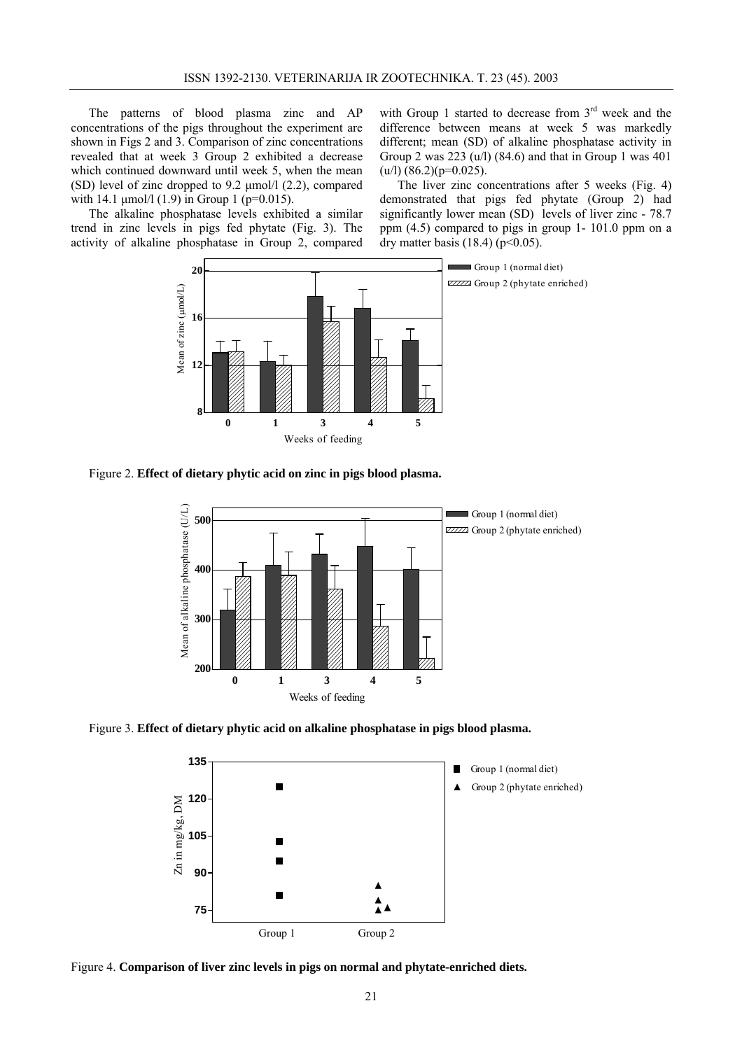The patterns of blood plasma zinc and AP concentrations of the pigs throughout the experiment are shown in Figs 2 and 3. Comparison of zinc concentrations revealed that at week 3 Group 2 exhibited a decrease which continued downward until week 5, when the mean (SD) level of zinc dropped to 9.2 µmol/l (2.2), compared with 14.1 µmol/l (1.9) in Group 1 ($p=0.015$).

The alkaline phosphatase levels exhibited a similar trend in zinc levels in pigs fed phytate (Fig. 3). The activity of alkaline phosphatase in Group 2, compared with Group 1 started to decrease from 3[rd] week and the difference between means at week 5 was markedly different; mean (SD) of alkaline phosphatase activity in Group 2 was 223 (u/l) (84.6) and that in Group 1 was 401 (u/l) (86.2)($p=0.025$).

The liver zinc concentrations after 5 weeks (Fig. 4) demonstrated that pigs fed phytate (Group 2) had significantly lower mean (SD) levels of liver zinc - 78.7 ppm (4.5) compared to pigs in group 1- 101.0 ppm on a dry matter basis (18.4) ($p<0.05$).

Figure 2. **Effect of dietary phytic acid on zinc in pigs blood plasma.**

Figure 3. **Effect of dietary phytic acid on alkaline phosphatase in pigs blood plasma.**

Figure 4. **Comparison of liver zinc levels in pigs on normal and phytate-enriched diets.**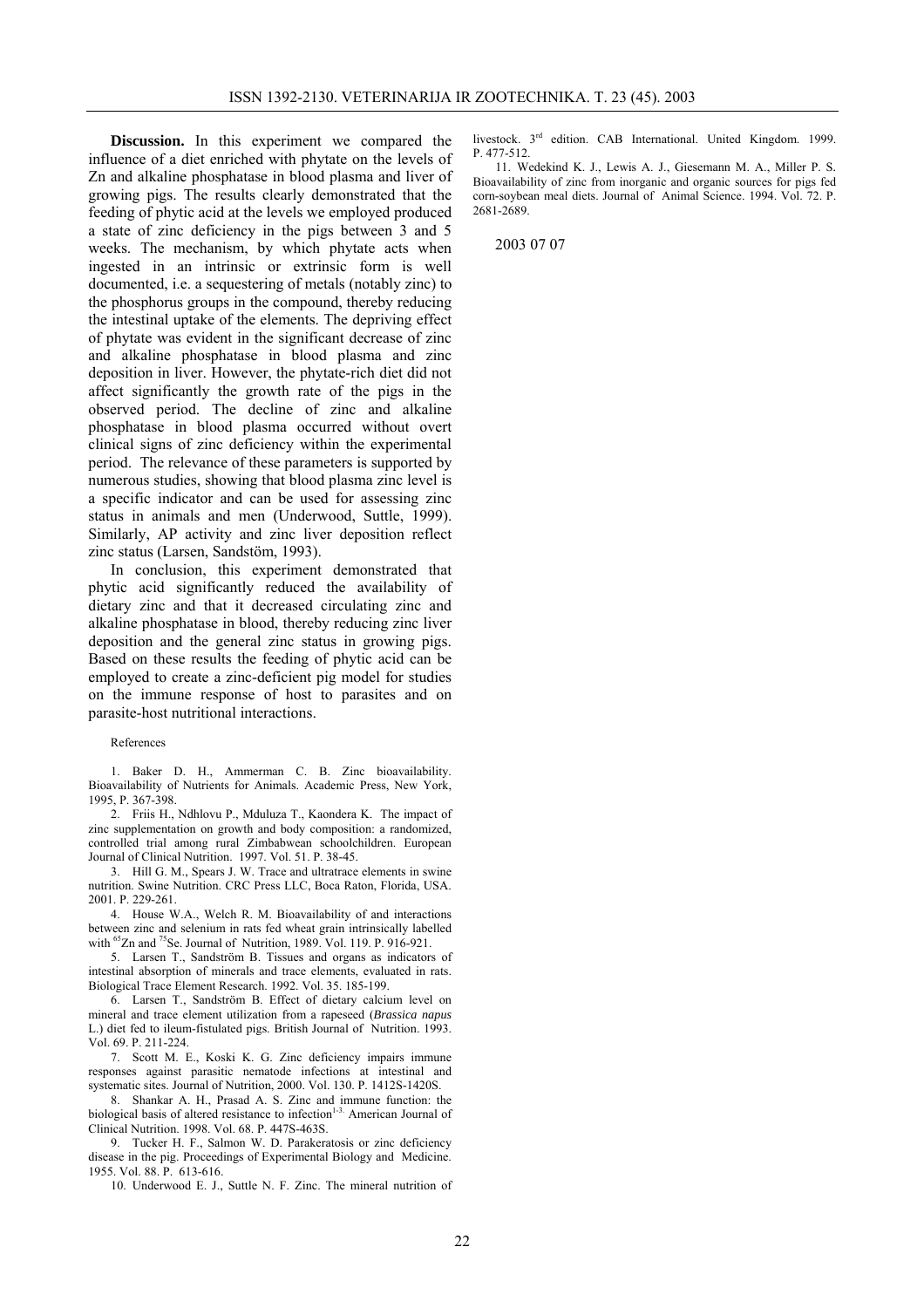**Discussion.** In this experiment we compared the influence of a diet enriched with phytate on the levels of Zn and alkaline phosphatase in blood plasma and liver of growing pigs. The results clearly demonstrated that the feeding of phytic acid at the levels we employed produced a state of zinc deficiency in the pigs between 3 and 5 weeks. The mechanism, by which phytate acts when ingested in an intrinsic or extrinsic form is well documented, i.e. a sequestering of metals (notably zinc) to the phosphorus groups in the compound, thereby reducing the intestinal uptake of the elements. The depriving effect of phytate was evident in the significant decrease of zinc and alkaline phosphatase in blood plasma and zinc deposition in liver. However, the phytate-rich diet did not affect significantly the growth rate of the pigs in the observed period. The decline of zinc and alkaline phosphatase in blood plasma occurred without overt clinical signs of zinc deficiency within the experimental period. The relevance of these parameters is supported by numerous studies, showing that blood plasma zinc level is a specific indicator and can be used for assessing zinc status in animals and men (Underwood, Suttle, 1999). Similarly, AP activity and zinc liver deposition reflect zinc status (Larsen, Sandstöm, 1993).

In conclusion, this experiment demonstrated that phytic acid significantly reduced the availability of dietary zinc and that it decreased circulating zinc and alkaline phosphatase in blood, thereby reducing zinc liver deposition and the general zinc status in growing pigs. Based on these results the feeding of phytic acid can be employed to create a zinc-deficient pig model for studies on the immune response of host to parasites and on parasite-host nutritional interactions.

References

1. Baker D. H., Ammerman C. B. Zinc bioavailability. Bioavailability of Nutrients for Animals. Academic Press, New York, 1995, P. 367-398.
2. Friis H., Ndhlovu P., Mduluza T., Kaondera K. The impact of zinc supplementation on growth and body composition: a randomized, controlled trial among rural Zimbabwean schoolchildren. European Journal of Clinical Nutrition. 1997. Vol. 51. P. 38-45.
3. Hill G. M., Spears J. W. Trace and ultratrace elements in swine nutrition. Swine Nutrition. CRC Press LLC, Boca Raton, Florida, USA. 2001. P. 229-261.
4. House W.A., Welch R. M. Bioavailability of and interactions between zinc and selenium in rats fed wheat grain intrinsically labelled with $^{65}Zn$ and $^{75}Se$. Journal of Nutrition, 1989. Vol. 119. P. 916-921.
5. Larsen T., Sandström B. Tissues and organs as indicators of intestinal absorption of minerals and trace elements, evaluated in rats. Biological Trace Element Research. 1992. Vol. 35. 185-199.
6. Larsen T., Sandström B. Effect of dietary calcium level on mineral and trace element utilization from a rapeseed (*Brassica napus* L.) diet fed to ileum-fistulated pigs. British Journal of Nutrition. 1993. Vol. 69. P. 211-224.
7. Scott M. E., Koski K. G. Zinc deficiency impairs immune responses against parasitic nematode infections at intestinal and systematic sites. Journal of Nutrition, 2000. Vol. 130. P. 1412S-1420S.
8. Shankar A. H., Prasad A. S. Zinc and immune function: the biological basis of altered resistance to infection[1-3]. American Journal of Clinical Nutrition. 1998. Vol. 68. P. 447S-463S.
9. Tucker H. F., Salmon W. D. Parakeratosis or zinc deficiency disease in the pig. Proceedings of Experimental Biology and Medicine. 1955. Vol. 88. P. 613-616.
10. Underwood E. J., Suttle N. F. Zinc. The mineral nutrition of livestock. 3rd edition. CAB International. United Kingdom. 1999. P. 477-512.
11. Wedekind K. J., Lewis A. J., Giesemann M. A., Miller P. S. Bioavailability of zinc from inorganic and organic sources for pigs fed corn-soybean meal diets. Journal of Animal Science. 1994. Vol. 72. P. 2681-2689.

2003 07 07